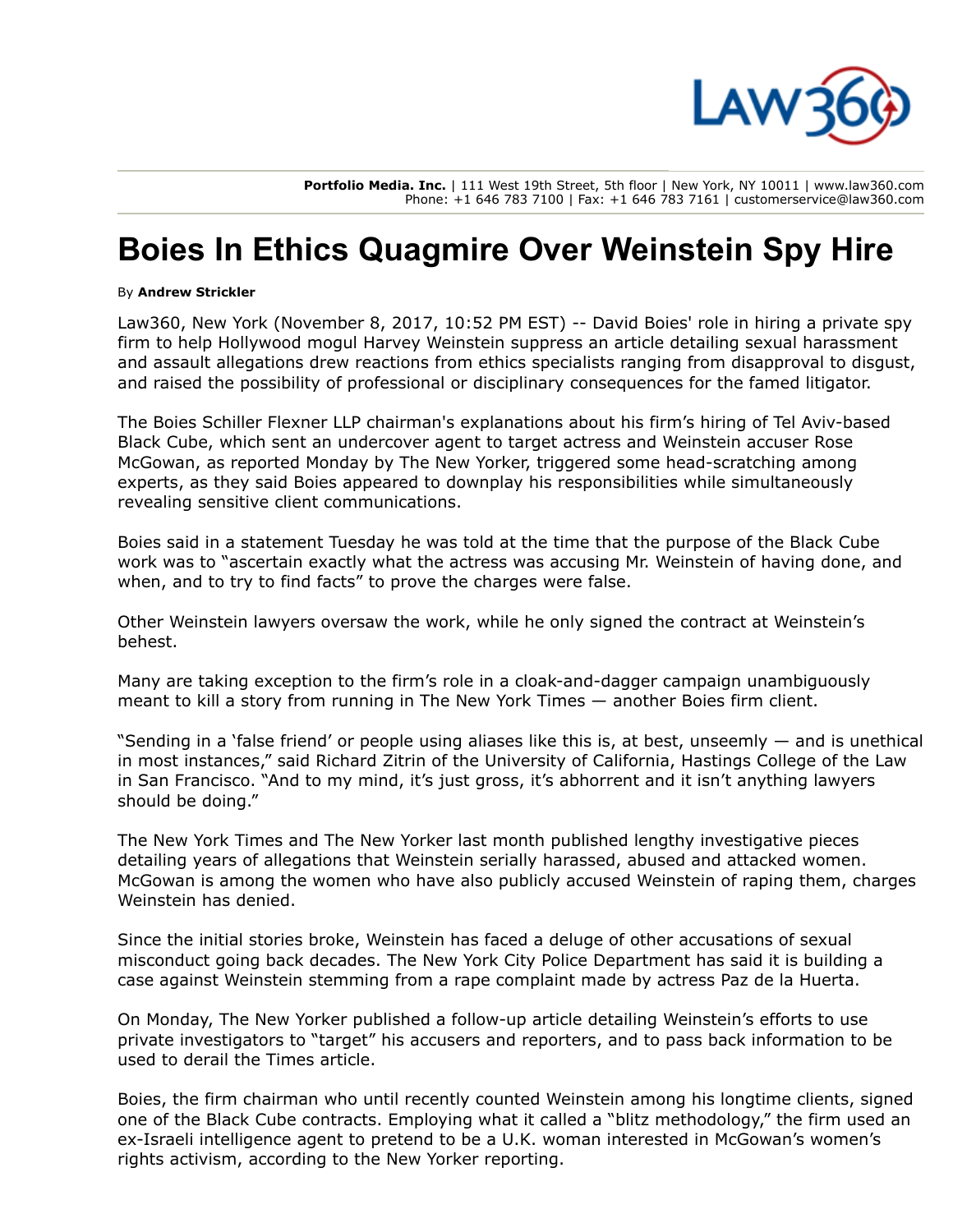# Boies In Ethics Quagmire Over Weinstein Spy Hire

By **Andrew Strickler**

Law360, New York (November 8, 2017, 10:52 PM EST) -- David Boies' role in hiring a private spy firm to help Hollywood mogul Harvey Weinstein suppress an article detailing sexual harassment and assault allegations drew reactions from ethics specialists ranging from disapproval to disgust, and raised the possibility of professional or disciplinary consequences for the famed litigator.

The Boies Schiller Flexner LLP chairman's explanations about his firm's hiring of Tel Aviv-based Black Cube, which sent an undercover agent to target actress and Weinstein accuser Rose McGowan, as reported Monday by The New Yorker, triggered some head-scratching among experts, as they said Boies appeared to downplay his responsibilities while simultaneously revealing sensitive client communications.

Boies said in a statement Tuesday he was told at the time that the purpose of the Black Cube work was to "ascertain exactly what the actress was accusing Mr. Weinstein of having done, and when, and to try to find facts" to prove the charges were false.

Other Weinstein lawyers oversaw the work, while he only signed the contract at Weinstein's behest.

Many are taking exception to the firm's role in a cloak-and-dagger campaign unambiguously meant to kill a story from running in The New York Times — another Boies firm client.

"Sending in a 'false friend' or people using aliases like this is, at best, unseemly — and is unethical in most instances," said Richard Zitrin of the University of California, Hastings College of the Law in San Francisco. "And to my mind, it's just gross, it's abhorrent and it isn't anything lawyers should be doing."

The New York Times and The New Yorker last month published lengthy investigative pieces detailing years of allegations that Weinstein serially harassed, abused and attacked women. McGowan is among the women who have also publicly accused Weinstein of raping them, charges Weinstein has denied.

Since the initial stories broke, Weinstein has faced a deluge of other accusations of sexual misconduct going back decades. The New York City Police Department has said it is building a case against Weinstein stemming from a rape complaint made by actress Paz de la Huerta.

On Monday, The New Yorker published a follow-up article detailing Weinstein's efforts to use private investigators to "target" his accusers and reporters, and to pass back information to be used to derail the Times article.

Boies, the firm chairman who until recently counted Weinstein among his longtime clients, signed one of the Black Cube contracts. Employing what it called a "blitz methodology," the firm used an ex-Israeli intelligence agent to pretend to be a U.K. woman interested in McGowan's women's rights activism, according to the New Yorker reporting.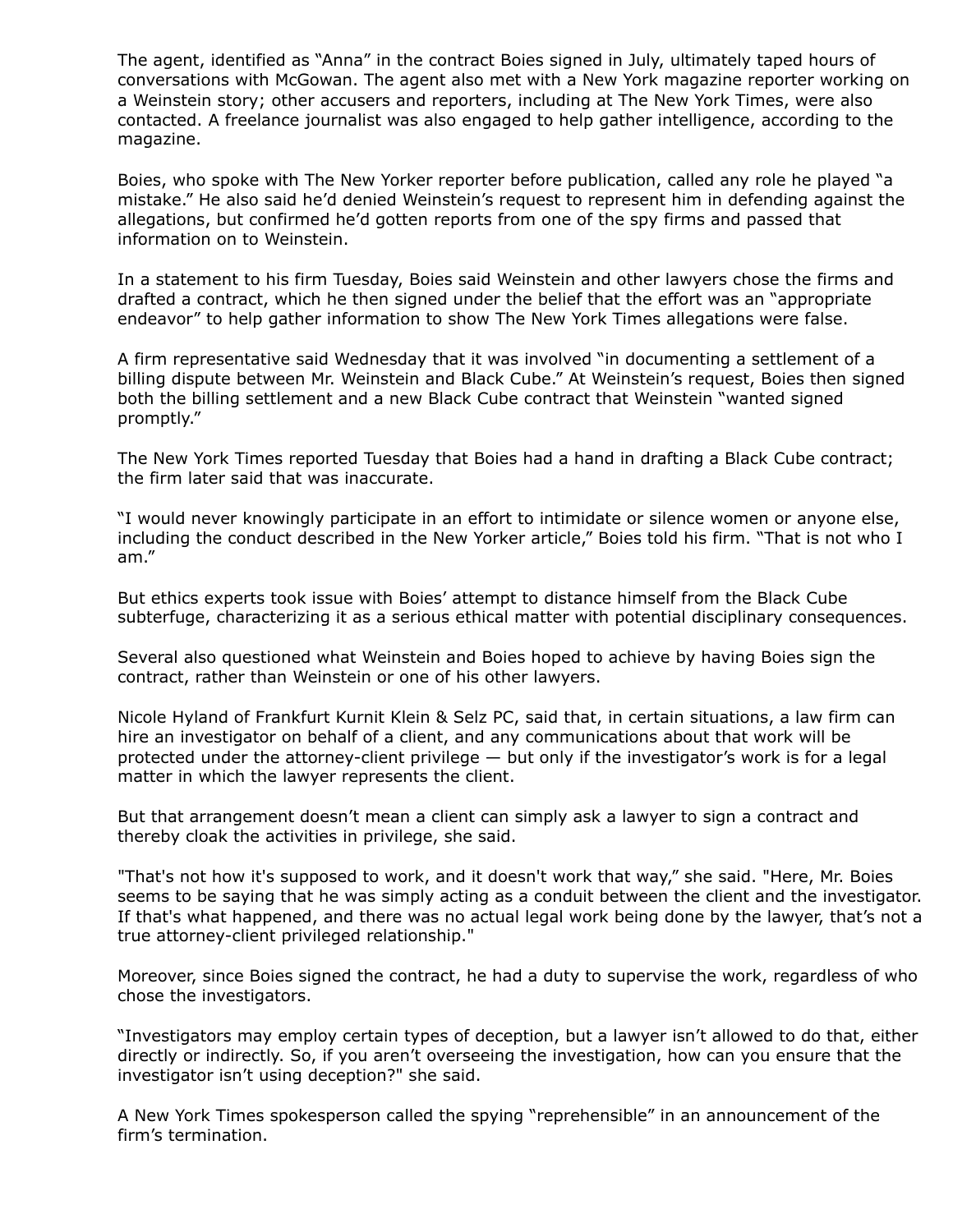The agent, identified as "Anna" in the contract Boies signed in July, ultimately taped hours of conversations with McGowan. The agent also met with a New York magazine reporter working on a Weinstein story; other accusers and reporters, including at The New York Times, were also contacted. A freelance journalist was also engaged to help gather intelligence, according to the magazine.

Boies, who spoke with The New Yorker reporter before publication, called any role he played "a mistake." He also said he'd denied Weinstein's request to represent him in defending against the allegations, but confirmed he'd gotten reports from one of the spy firms and passed that information on to Weinstein.

In a statement to his firm Tuesday, Boies said Weinstein and other lawyers chose the firms and drafted a contract, which he then signed under the belief that the effort was an "appropriate endeavor" to help gather information to show The New York Times allegations were false.

A firm representative said Wednesday that it was involved "in documenting a settlement of a billing dispute between Mr. Weinstein and Black Cube." At Weinstein's request, Boies then signed both the billing settlement and a new Black Cube contract that Weinstein "wanted signed promptly."

The New York Times reported Tuesday that Boies had a hand in drafting a Black Cube contract; the firm later said that was inaccurate.

"I would never knowingly participate in an effort to intimidate or silence women or anyone else, including the conduct described in the New Yorker article," Boies told his firm. "That is not who I am."

But ethics experts took issue with Boies' attempt to distance himself from the Black Cube subterfuge, characterizing it as a serious ethical matter with potential disciplinary consequences.

Several also questioned what Weinstein and Boies hoped to achieve by having Boies sign the contract, rather than Weinstein or one of his other lawyers.

Nicole Hyland of Frankfurt Kurnit Klein & Selz PC, said that, in certain situations, a law firm can hire an investigator on behalf of a client, and any communications about that work will be protected under the attorney-client privilege — but only if the investigator's work is for a legal matter in which the lawyer represents the client.

But that arrangement doesn't mean a client can simply ask a lawyer to sign a contract and thereby cloak the activities in privilege, she said.

"That's not how it's supposed to work, and it doesn't work that way," she said. "Here, Mr. Boies seems to be saying that he was simply acting as a conduit between the client and the investigator. If that's what happened, and there was no actual legal work being done by the lawyer, that's not a true attorney-client privileged relationship."

Moreover, since Boies signed the contract, he had a duty to supervise the work, regardless of who chose the investigators.

"Investigators may employ certain types of deception, but a lawyer isn't allowed to do that, either directly or indirectly. So, if you aren't overseeing the investigation, how can you ensure that the investigator isn't using deception?" she said.

A New York Times spokesperson called the spying "reprehensible" in an announcement of the firm's termination.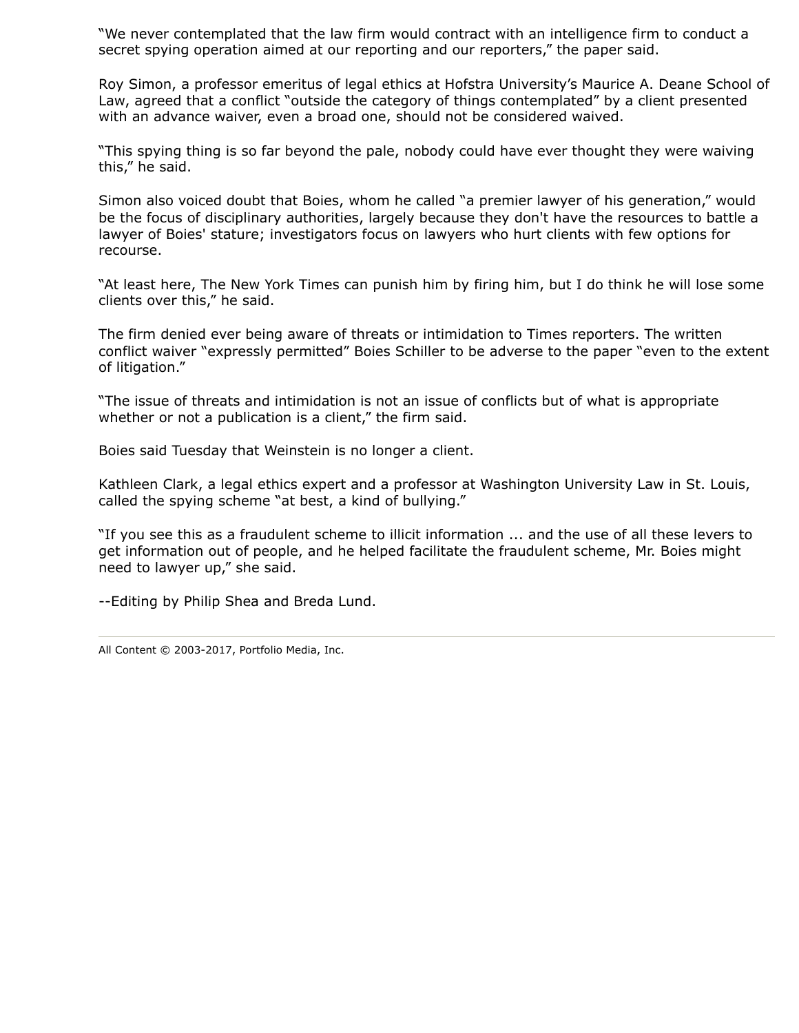"We never contemplated that the law firm would contract with an intelligence firm to conduct a secret spying operation aimed at our reporting and our reporters," the paper said.

Roy Simon, a professor emeritus of legal ethics at Hofstra University's Maurice A. Deane School of Law, agreed that a conflict "outside the category of things contemplated" by a client presented with an advance waiver, even a broad one, should not be considered waived.

"This spying thing is so far beyond the pale, nobody could have ever thought they were waiving this," he said.

Simon also voiced doubt that Boies, whom he called "a premier lawyer of his generation," would be the focus of disciplinary authorities, largely because they don't have the resources to battle a lawyer of Boies' stature; investigators focus on lawyers who hurt clients with few options for recourse.

"At least here, The New York Times can punish him by firing him, but I do think he will lose some clients over this," he said.

The firm denied ever being aware of threats or intimidation to Times reporters. The written conflict waiver "expressly permitted" Boies Schiller to be adverse to the paper "even to the extent of litigation."

"The issue of threats and intimidation is not an issue of conflicts but of what is appropriate whether or not a publication is a client," the firm said.

Boies said Tuesday that Weinstein is no longer a client.

Kathleen Clark, a legal ethics expert and a professor at Washington University Law in St. Louis, called the spying scheme "at best, a kind of bullying."

"If you see this as a fraudulent scheme to illicit information ... and the use of all these levers to get information out of people, and he helped facilitate the fraudulent scheme, Mr. Boies might need to lawyer up," she said.

--Editing by Philip Shea and Breda Lund.

All Content © 2003-2017, Portfolio Media, Inc.